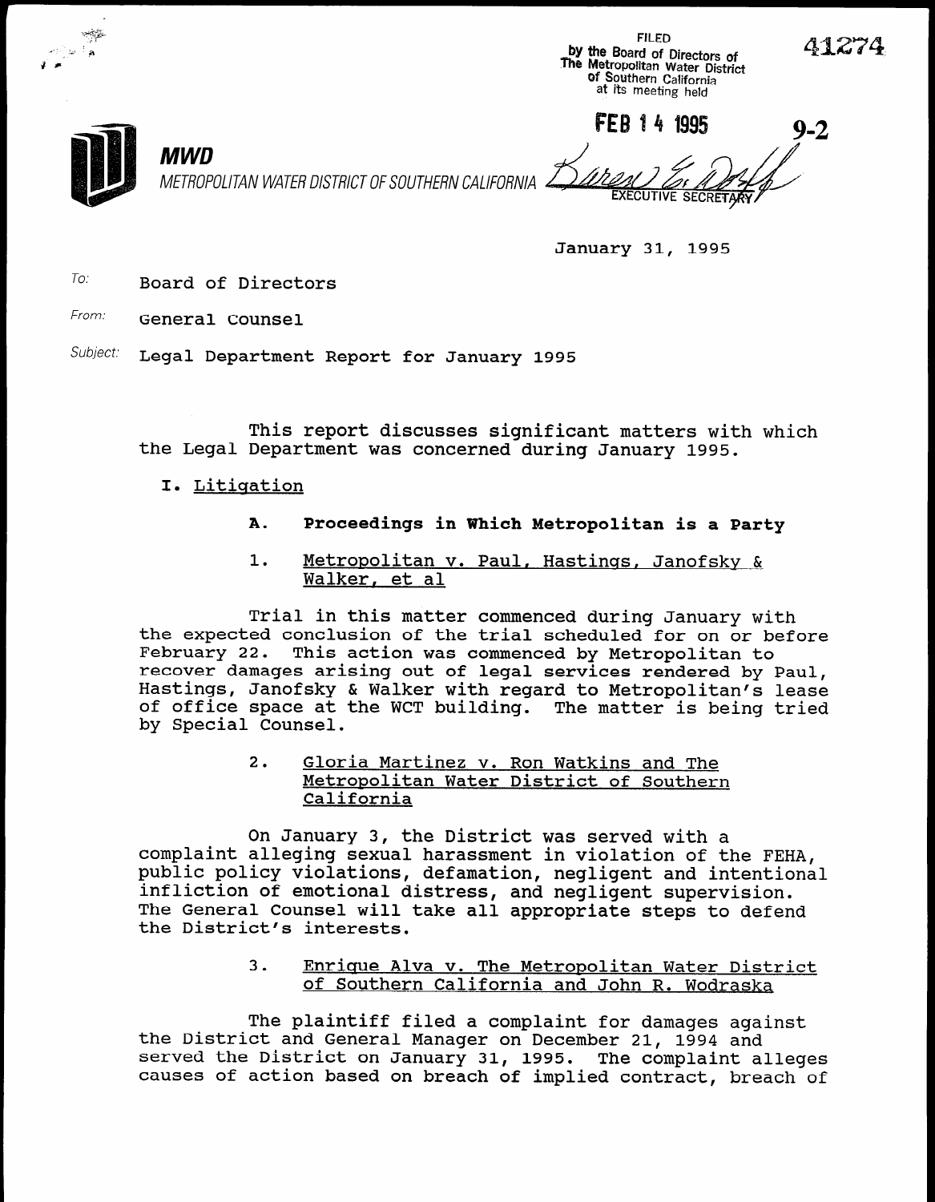FILED
by the Board of Directors of
The Metropolitan Water District
of Southern California
at its meeting held

FEB 14 1995

EXECUTIVE SECRETARY

41274

9-2

**MWD**

*METROPOLITAN WATER DISTRICT OF SOUTHERN CALIFORNIA*

January 31, 1995

To: Board of Directors

From: General Counsel

Subject: Legal Department Report for January 1995

This report discusses significant matters with which the Legal Department was concerned during January 1995.

I. Litigation

**A. Proceedings in Which Metropolitan is a Party**

1. Metropolitan v. Paul, Hastings, Janofsky & Walker, et al

Trial in this matter commenced during January with the expected conclusion of the trial scheduled for on or before February 22. This action was commenced by Metropolitan to recover damages arising out of legal services rendered by Paul, Hastings, Janofsky & Walker with regard to Metropolitan's lease of office space at the WCT building. The matter is being tried by Special Counsel.

2. Gloria Martinez v. Ron Watkins and The Metropolitan Water District of Southern California

On January 3, the District was served with a complaint alleging sexual harassment in violation of the FEHA, public policy violations, defamation, negligent and intentional infliction of emotional distress, and negligent supervision. The General Counsel will take all appropriate steps to defend the District's interests.

3. Enrique Alva v. The Metropolitan Water District of Southern California and John R. Wodraska

The plaintiff filed a complaint for damages against the District and General Manager on December 21, 1994 and served the District on January 31, 1995. The complaint alleges causes of action based on breach of implied contract, breach of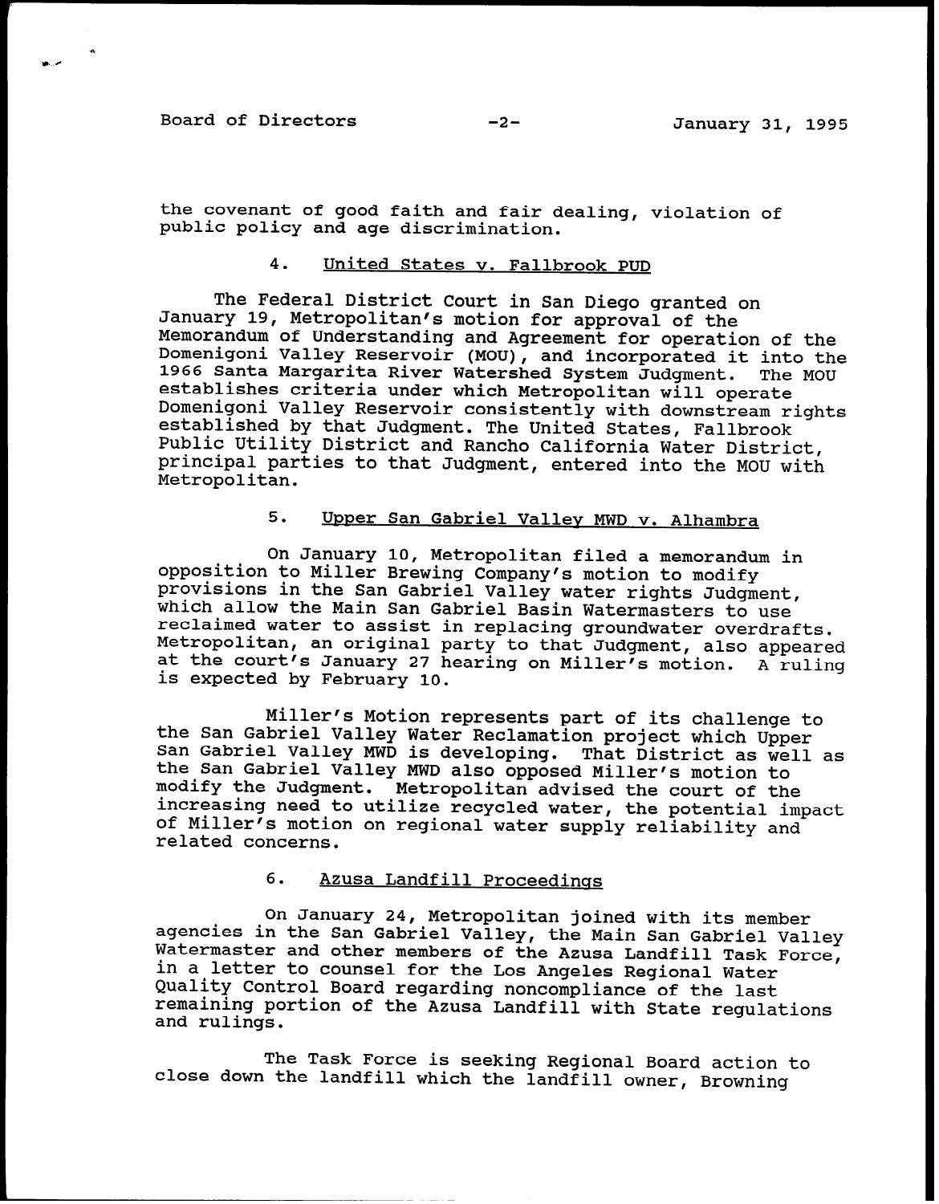the covenant of good faith and fair dealing, violation of public policy and age discrimination.

4. United States v. Fallbrook PUD

The Federal District Court in San Diego granted on January 19, Metropolitan's motion for approval of the Memorandum of Understanding and Agreement for operation of the Domenigoni Valley Reservoir (MOU), and incorporated it into the 1966 Santa Margarita River Watershed System Judgment. The MOU establishes criteria under which Metropolitan will operate Domenigoni Valley Reservoir consistently with downstream rights established by that Judgment. The United States, Fallbrook Public Utility District and Rancho California Water District, principal parties to that Judgment, entered into the MOU with Metropolitan.

5. Upper San Gabriel Valley MWD v. Alhambra

On January 10, Metropolitan filed a memorandum in opposition to Miller Brewing Company's motion to modify provisions in the San Gabriel Valley water rights Judgment, which allow the Main San Gabriel Basin Watermasters to use reclaimed water to assist in replacing groundwater overdrafts. Metropolitan, an original party to that Judgment, also appeared at the court's January 27 hearing on Miller's motion. A ruling is expected by February 10.

Miller's Motion represents part of its challenge to the San Gabriel Valley Water Reclamation project which Upper San Gabriel Valley MWD is developing. That District as well as the San Gabriel Valley MWD also opposed Miller's motion to modify the Judgment. Metropolitan advised the court of the increasing need to utilize recycled water, the potential impact of Miller's motion on regional water supply reliability and related concerns.

6. Azusa Landfill Proceedings

On January 24, Metropolitan joined with its member agencies in the San Gabriel Valley, the Main San Gabriel Valley Watermaster and other members of the Azusa Landfill Task Force, in a letter to counsel for the Los Angeles Regional Water Quality Control Board regarding noncompliance of the last remaining portion of the Azusa Landfill with State regulations and rulings.

The Task Force is seeking Regional Board action to close down the landfill which the landfill owner, Browning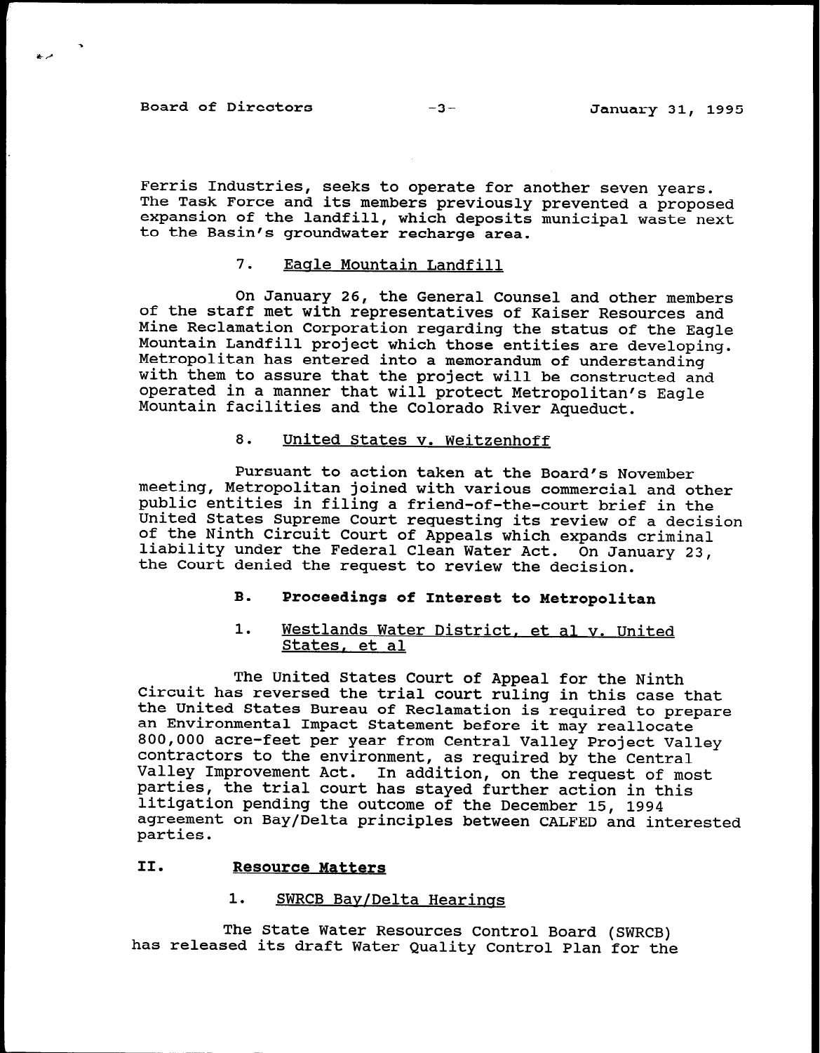Ferris Industries, seeks to operate for another seven years. The Task Force and its members previously prevented a proposed expansion of the landfill, which deposits municipal waste next to the Basin's groundwater recharge area.

### 7. Eagle Mountain Landfill

On January 26, the General Counsel and other members of the staff met with representatives of Kaiser Resources and Mine Reclamation Corporation regarding the status of the Eagle Mountain Landfill project which those entities are developing. Metropolitan has entered into a memorandum of understanding with them to assure that the project will be constructed and operated in a manner that will protect Metropolitan's Eagle Mountain facilities and the Colorado River Aqueduct.

### 8. United States v. Weitzenhoff

Pursuant to action taken at the Board's November meeting, Metropolitan joined with various commercial and other public entities in filing a friend-of-the-court brief in the United States Supreme Court requesting its review of a decision of the Ninth Circuit Court of Appeals which expands criminal liability under the Federal Clean Water Act. On January 23, the Court denied the request to review the decision.

## B. Proceedings of Interest to Metropolitan

### 1. Westlands Water District, et al v. United States, et al

The United States Court of Appeal for the Ninth Circuit has reversed the trial court ruling in this case that the United States Bureau of Reclamation is required to prepare an Environmental Impact Statement before it may reallocate 800,000 acre-feet per year from Central Valley Project Valley contractors to the environment, as required by the Central Valley Improvement Act. In addition, on the request of most parties, the trial court has stayed further action in this litigation pending the outcome of the December 15, 1994 agreement on Bay/Delta principles between CALFED and interested parties.

# II. Resource Matters

### 1. SWRCB Bay/Delta Hearings

The State Water Resources Control Board (SWRCB) has released its draft Water Quality Control Plan for the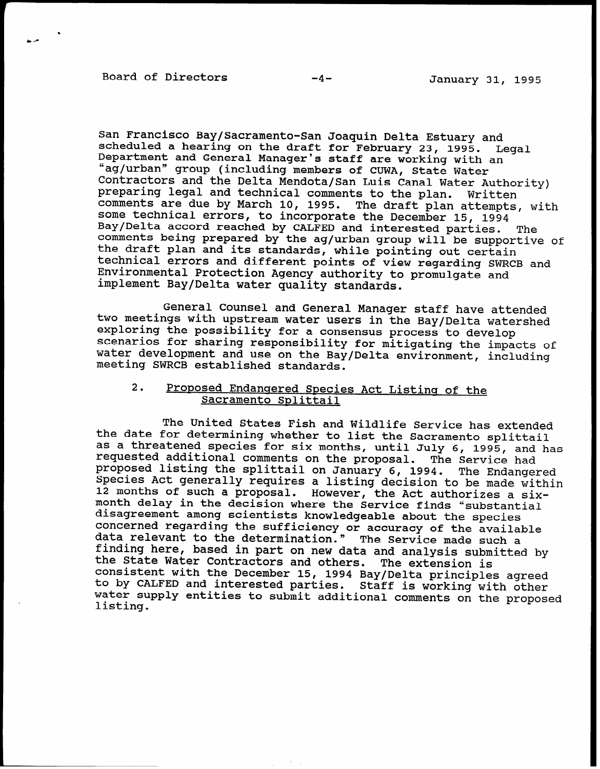San Francisco Bay/Sacramento-San Joaquin Delta Estuary and scheduled a hearing on the draft for February 23, 1995. Legal Department and General Manager's staff are working with an "ag/urban" group (including members of CUWA, State Water Contractors and the Delta Mendota/San Luis Canal Water Authority) preparing legal and technical comments to the plan. Written comments are due by March 10, 1995. The draft plan attempts, with some technical errors, to incorporate the December 15, 1994 Bay/Delta accord reached by CALFED and interested parties. The comments being prepared by the ag/urban group will be supportive of the draft plan and its standards, while pointing out certain technical errors and different points of view regarding SWRCB and Environmental Protection Agency authority to promulgate and implement Bay/Delta water quality standards.

General Counsel and General Manager staff have attended two meetings with upstream water users in the Bay/Delta watershed exploring the possibility for a consensus process to develop scenarios for sharing responsibility for mitigating the impacts of water development and use on the Bay/Delta environment, including meeting SWRCB established standards.

2. Proposed Endangered Species Act Listing of the Sacramento Splittail

The United States Fish and Wildlife Service has extended the date for determining whether to list the Sacramento splittail as a threatened species for six months, until July 6, 1995, and has requested additional comments on the proposal. The Service had proposed listing the splittail on January 6, 1994. The Endangered Species Act generally requires a listing decision to be made within 12 months of such a proposal. However, the Act authorizes a six-month delay in the decision where the Service finds "substantial disagreement among scientists knowledgeable about the species concerned regarding the sufficiency or accuracy of the available data relevant to the determination." The Service made such a finding here, based in part on new data and analysis submitted by the State Water Contractors and others. The extension is consistent with the December 15, 1994 Bay/Delta principles agreed to by CALFED and interested parties. Staff is working with other water supply entities to submit additional comments on the proposed listing.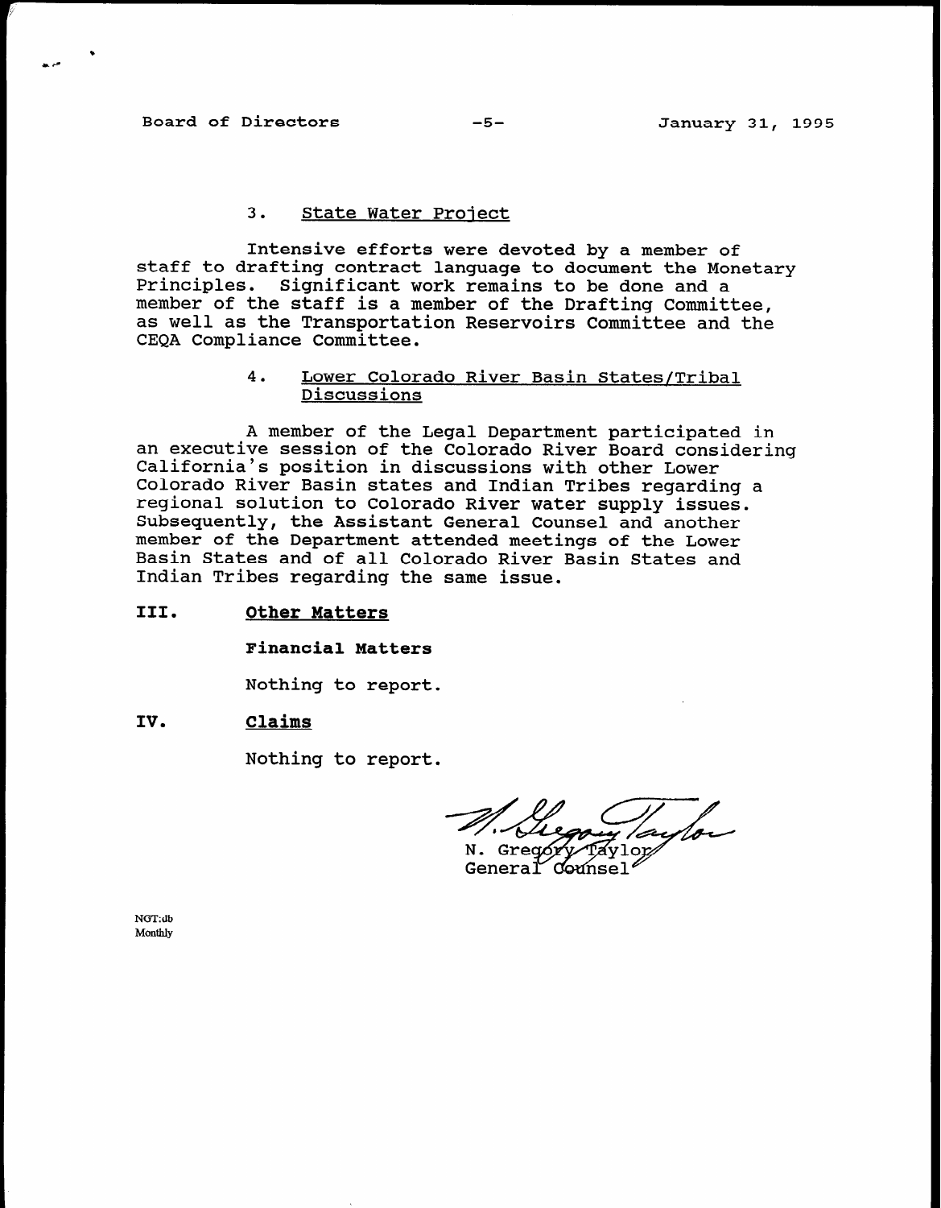3. <u>State Water Project</u>

Intensive efforts were devoted by a member of staff to drafting contract language to document the Monetary Principles. Significant work remains to be done and a member of the staff is a member of the Drafting Committee, as well as the Transportation Reservoirs Committee and the CEQA Compliance Committee.

4. <u>Lower Colorado River Basin States/Tribal Discussions</u>

A member of the Legal Department participated in an executive session of the Colorado River Board considering California's position in discussions with other Lower Colorado River Basin states and Indian Tribes regarding a regional solution to Colorado River water supply issues. Subsequently, the Assistant General Counsel and another member of the Department attended meetings of the Lower Basin States and of all Colorado River Basin States and Indian Tribes regarding the same issue.

## III. Other Matters

**Financial Matters**

Nothing to report.

## IV. Claims

Nothing to report.

N. Gregory Taylor
General Counsel

NGT:db
Monthly